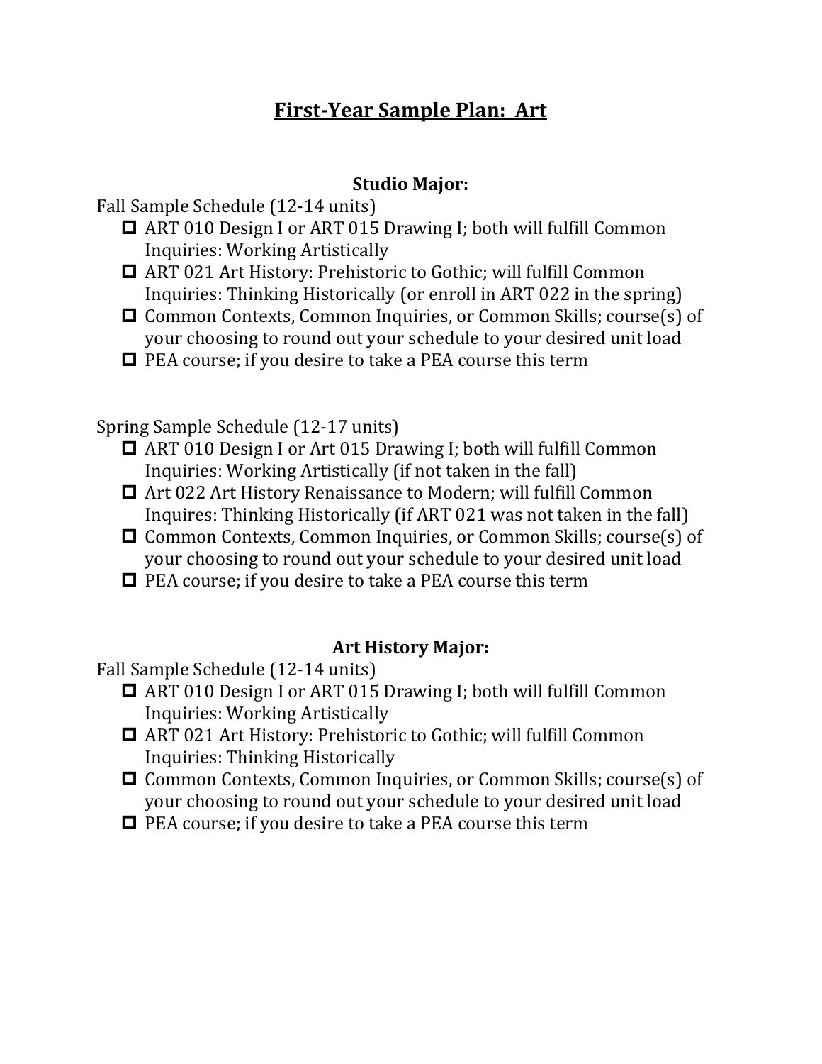# First-Year Sample Plan: Art

## Studio Major:

Fall Sample Schedule (12-14 units)

- ☐ ART 010 Design I or ART 015 Drawing I; both will fulfill Common Inquiries: Working Artistically
- ☐ ART 021 Art History: Prehistoric to Gothic; will fulfill Common Inquiries: Thinking Historically (or enroll in ART 022 in the spring)
- ☐ Common Contexts, Common Inquiries, or Common Skills; course(s) of your choosing to round out your schedule to your desired unit load
- ☐ PEA course; if you desire to take a PEA course this term

Spring Sample Schedule (12-17 units)

- ☐ ART 010 Design I or Art 015 Drawing I; both will fulfill Common Inquiries: Working Artistically (if not taken in the fall)
- ☐ Art 022 Art History Renaissance to Modern; will fulfill Common Inquires: Thinking Historically (if ART 021 was not taken in the fall)
- ☐ Common Contexts, Common Inquiries, or Common Skills; course(s) of your choosing to round out your schedule to your desired unit load
- ☐ PEA course; if you desire to take a PEA course this term

## Art History Major:

Fall Sample Schedule (12-14 units)

- ☐ ART 010 Design I or ART 015 Drawing I; both will fulfill Common Inquiries: Working Artistically
- ☐ ART 021 Art History: Prehistoric to Gothic; will fulfill Common Inquiries: Thinking Historically
- ☐ Common Contexts, Common Inquiries, or Common Skills; course(s) of your choosing to round out your schedule to your desired unit load
- ☐ PEA course; if you desire to take a PEA course this term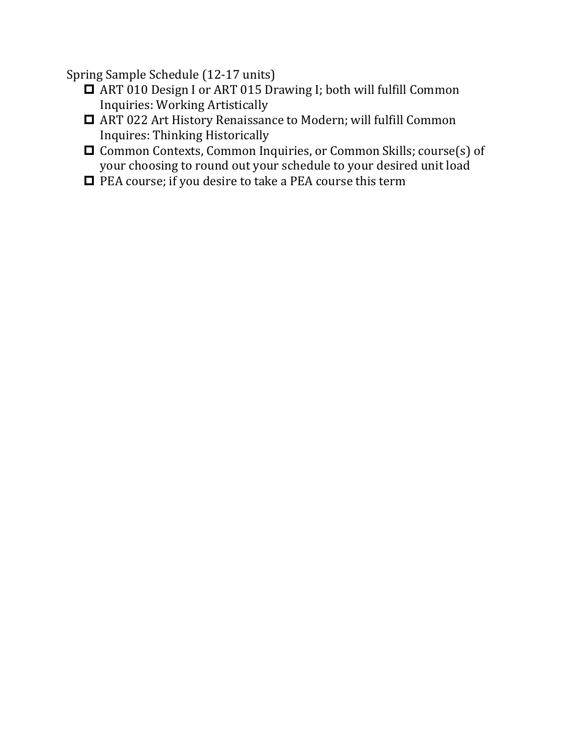Spring Sample Schedule (12-17 units)

- [ ] ART 010 Design I or ART 015 Drawing I; both will fulfill Common Inquiries: Working Artistically
- [ ] ART 022 Art History Renaissance to Modern; will fulfill Common Inquires: Thinking Historically
- [ ] Common Contexts, Common Inquiries, or Common Skills; course(s) of your choosing to round out your schedule to your desired unit load
- [ ] PEA course; if you desire to take a PEA course this term